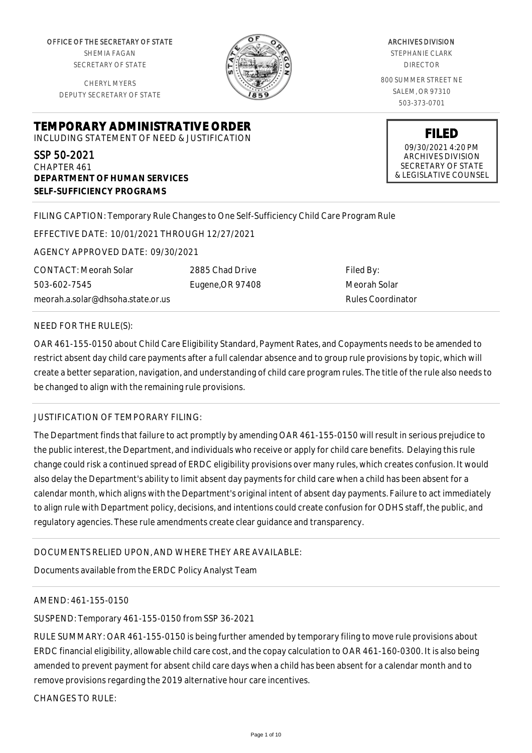OFFICE OF THE SECRETARY OF STATE
SHEMIA FAGAN
SECRETARY OF STATE

CHERYL MYERS
DEPUTY SECRETARY OF STATE

ARCHIVES DIVISION
STEPHANIE CLARK
DIRECTOR

800 SUMMER STREET NE
SALEM, OR 97310
503-373-0701

**FILED**
09/30/2021 4:20 PM
ARCHIVES DIVISION
SECRETARY OF STATE
& LEGISLATIVE COUNSEL

# TEMPORARY ADMINISTRATIVE ORDER

INCLUDING STATEMENT OF NEED & JUSTIFICATION

SSP 50-2021
CHAPTER 461
**DEPARTMENT OF HUMAN SERVICES**
**SELF-SUFFICIENCY PROGRAMS**

FILING CAPTION: Temporary Rule Changes to One Self-Sufficiency Child Care Program Rule

EFFECTIVE DATE: 10/01/2021 THROUGH 12/27/2021

AGENCY APPROVED DATE: 09/30/2021

CONTACT: Meorah Solar
503-602-7545
meorah.a.solar@dhsoha.state.or.us

2885 Chad Drive
Eugene,OR 97408

Filed By:
Meorah Solar
Rules Coordinator

NEED FOR THE RULE(S):

OAR 461-155-0150 about Child Care Eligibility Standard, Payment Rates, and Copayments needs to be amended to restrict absent day child care payments after a full calendar absence and to group rule provisions by topic, which will create a better separation, navigation, and understanding of child care program rules. The title of the rule also needs to be changed to align with the remaining rule provisions.

JUSTIFICATION OF TEMPORARY FILING:

The Department finds that failure to act promptly by amending OAR 461-155-0150 will result in serious prejudice to the public interest, the Department, and individuals who receive or apply for child care benefits. Delaying this rule change could risk a continued spread of ERDC eligibility provisions over many rules, which creates confusion. It would also delay the Department's ability to limit absent day payments for child care when a child has been absent for a calendar month, which aligns with the Department's original intent of absent day payments. Failure to act immediately to align rule with Department policy, decisions, and intentions could create confusion for ODHS staff, the public, and regulatory agencies. These rule amendments create clear guidance and transparency.

DOCUMENTS RELIED UPON, AND WHERE THEY ARE AVAILABLE:

Documents available from the ERDC Policy Analyst Team

AMEND: 461-155-0150

SUSPEND: Temporary 461-155-0150 from SSP 36-2021

RULE SUMMARY: OAR 461-155-0150 is being further amended by temporary filing to move rule provisions about ERDC financial eligibility, allowable child care cost, and the copay calculation to OAR 461-160-0300. It is also being amended to prevent payment for absent child care days when a child has been absent for a calendar month and to remove provisions regarding the 2019 alternative hour care incentives.

CHANGES TO RULE: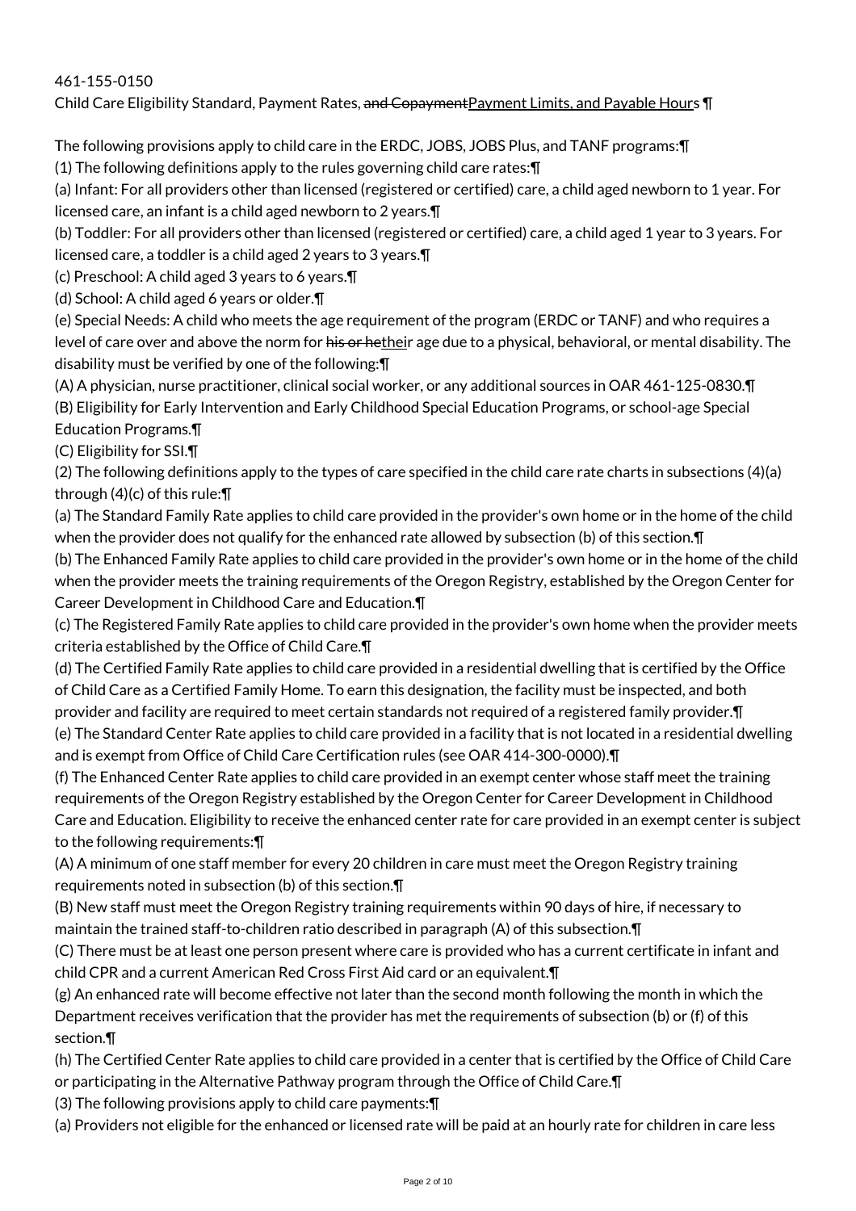461-155-0150

Child Care Eligibility Standard, Payment Rates, ~~and Copayment~~Payment Limits, and Payable Hours ¶

The following provisions apply to child care in the ERDC, JOBS, JOBS Plus, and TANF programs:¶

(1) The following definitions apply to the rules governing child care rates:¶

(a) Infant: For all providers other than licensed (registered or certified) care, a child aged newborn to 1 year. For licensed care, an infant is a child aged newborn to 2 years.¶

(b) Toddler: For all providers other than licensed (registered or certified) care, a child aged 1 year to 3 years. For licensed care, a toddler is a child aged 2 years to 3 years.¶

(c) Preschool: A child aged 3 years to 6 years.¶

(d) School: A child aged 6 years or older.¶

(e) Special Needs: A child who meets the age requirement of the program (ERDC or TANF) and who requires a level of care over and above the norm for ~~his or he~~their age due to a physical, behavioral, or mental disability. The disability must be verified by one of the following:¶

(A) A physician, nurse practitioner, clinical social worker, or any additional sources in OAR 461-125-0830.¶

(B) Eligibility for Early Intervention and Early Childhood Special Education Programs, or school-age Special Education Programs.¶

(C) Eligibility for SSI.¶

(2) The following definitions apply to the types of care specified in the child care rate charts in subsections (4)(a) through (4)(c) of this rule:¶

(a) The Standard Family Rate applies to child care provided in the provider's own home or in the home of the child when the provider does not qualify for the enhanced rate allowed by subsection (b) of this section.¶

(b) The Enhanced Family Rate applies to child care provided in the provider's own home or in the home of the child when the provider meets the training requirements of the Oregon Registry, established by the Oregon Center for Career Development in Childhood Care and Education.¶

(c) The Registered Family Rate applies to child care provided in the provider's own home when the provider meets criteria established by the Office of Child Care.¶

(d) The Certified Family Rate applies to child care provided in a residential dwelling that is certified by the Office of Child Care as a Certified Family Home. To earn this designation, the facility must be inspected, and both provider and facility are required to meet certain standards not required of a registered family provider.¶

(e) The Standard Center Rate applies to child care provided in a facility that is not located in a residential dwelling and is exempt from Office of Child Care Certification rules (see OAR 414-300-0000).¶

(f) The Enhanced Center Rate applies to child care provided in an exempt center whose staff meet the training requirements of the Oregon Registry established by the Oregon Center for Career Development in Childhood Care and Education. Eligibility to receive the enhanced center rate for care provided in an exempt center is subject to the following requirements:¶

(A) A minimum of one staff member for every 20 children in care must meet the Oregon Registry training requirements noted in subsection (b) of this section.¶

(B) New staff must meet the Oregon Registry training requirements within 90 days of hire, if necessary to maintain the trained staff-to-children ratio described in paragraph (A) of this subsection.¶

(C) There must be at least one person present where care is provided who has a current certificate in infant and child CPR and a current American Red Cross First Aid card or an equivalent.¶

(g) An enhanced rate will become effective not later than the second month following the month in which the Department receives verification that the provider has met the requirements of subsection (b) or (f) of this section.¶

(h) The Certified Center Rate applies to child care provided in a center that is certified by the Office of Child Care or participating in the Alternative Pathway program through the Office of Child Care.¶

(3) The following provisions apply to child care payments:¶

(a) Providers not eligible for the enhanced or licensed rate will be paid at an hourly rate for children in care less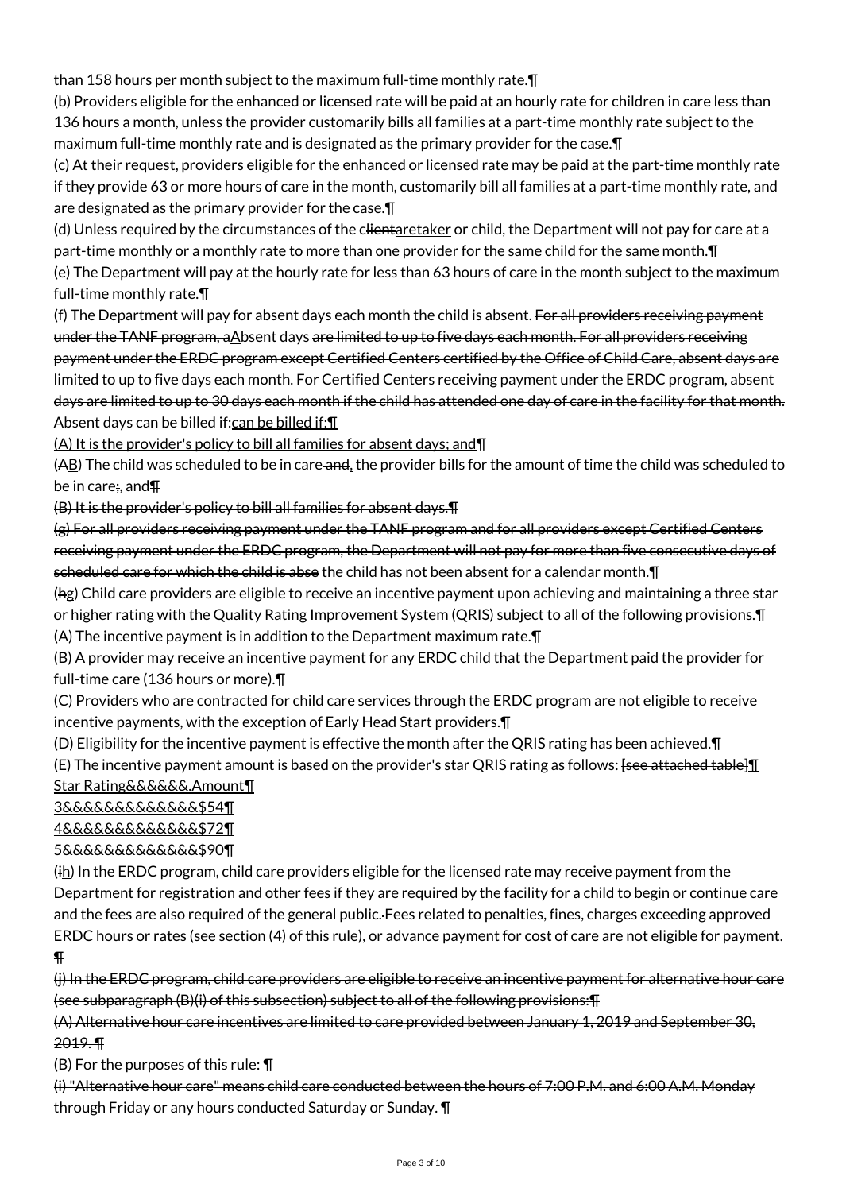than 158 hours per month subject to the maximum full-time monthly rate.¶

(b) Providers eligible for the enhanced or licensed rate will be paid at an hourly rate for children in care less than 136 hours a month, unless the provider customarily bills all families at a part-time monthly rate subject to the maximum full-time monthly rate and is designated as the primary provider for the case.¶

(c) At their request, providers eligible for the enhanced or licensed rate may be paid at the part-time monthly rate if they provide 63 or more hours of care in the month, customarily bill all families at a part-time monthly rate, and are designated as the primary provider for the case.¶

(d) Unless required by the circumstances of the ~~client~~caretaker or child, the Department will not pay for care at a part-time monthly or a monthly rate to more than one provider for the same child for the same month.¶

(e) The Department will pay at the hourly rate for less than 63 hours of care in the month subject to the maximum full-time monthly rate.¶

(f) The Department will pay for absent days each month the child is absent. ~~For all providers receiving payment under the TANF program, a~~Absent days ~~are limited to up to five days each month. For all providers receiving payment under the ERDC program except Certified Centers certified by the Office of Child Care, absent days are limited to up to five days each month. For Certified Centers receiving payment under the ERDC program, absent days are limited to up to 30 days each month if the child has attended one day of care in the facility for that month. Absent days can be billed if:~~can be billed if:¶

(A) It is the provider's policy to bill all families for absent days; and¶

(~~A~~B) The child was scheduled to be in care ~~and~~, the provider bills for the amount of time the child was scheduled to be in care~~;~~, and¶

~~(B) It is the provider's policy to bill all families for absent days.¶~~

~~(g) For all providers receiving payment under the TANF program and for all providers except Certified Centers receiving payment under the ERDC program, the Department will not pay for more than five consecutive days of scheduled care for which the child is abse~~ the child has not been absent for a calendar month.¶

(~~h~~g) Child care providers are eligible to receive an incentive payment upon achieving and maintaining a three star or higher rating with the Quality Rating Improvement System (QRIS) subject to all of the following provisions.¶

(A) The incentive payment is in addition to the Department maximum rate.¶

(B) A provider may receive an incentive payment for any ERDC child that the Department paid the provider for full-time care (136 hours or more).¶

(C) Providers who are contracted for child care services through the ERDC program are not eligible to receive incentive payments, with the exception of Early Head Start providers.¶

(D) Eligibility for the incentive payment is effective the month after the QRIS rating has been achieved.¶

(E) The incentive payment amount is based on the provider's star QRIS rating as follows: ~~[see attached table]~~¶

Star Rating&&&&&&.Amount¶

3&&&&&&&&&&&&&$54¶

4&&&&&&&&&&&&&$72¶

5&&&&&&&&&&&&&$90¶

(~~i~~h) In the ERDC program, child care providers eligible for the licensed rate may receive payment from the Department for registration and other fees if they are required by the facility for a child to begin or continue care and the fees are also required of the general public. Fees related to penalties, fines, charges exceeding approved ERDC hours or rates (see section (4) of this rule), or advance payment for cost of care are not eligible for payment.¶

~~(j) In the ERDC program, child care providers are eligible to receive an incentive payment for alternative hour care (see subparagraph (B)(i) of this subsection) subject to all of the following provisions:¶~~

~~(A) Alternative hour care incentives are limited to care provided between January 1, 2019 and September 30, 2019. ¶~~

~~(B) For the purposes of this rule: ¶~~

~~(i) "Alternative hour care" means child care conducted between the hours of 7:00 P.M. and 6:00 A.M. Monday through Friday or any hours conducted Saturday or Sunday. ¶~~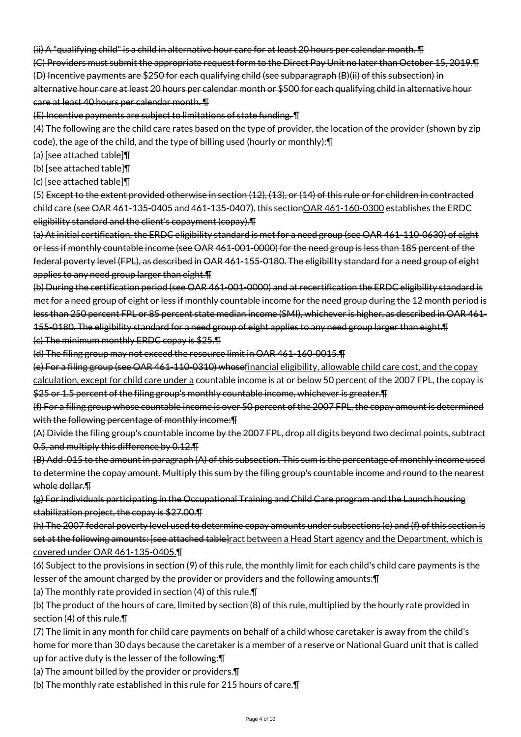~~(ii) A "qualifying child" is a child in alternative hour care for at least 20 hours per calendar month.~~ ¶

~~(C) Providers must submit the appropriate request form to the Direct Pay Unit no later than October 15, 2019.~~¶

~~(D) Incentive payments are $250 for each qualifying child (see subparagraph (B)(ii) of this subsection) in alternative hour care at least 20 hours per calendar month or $500 for each qualifying child in alternative hour care at least 40 hours per calendar month.~~ ¶

~~(E) Incentive payments are subject to limitations of state funding.~~ ¶

(4) The following are the child care rates based on the type of provider, the location of the provider (shown by zip code), the age of the child, and the type of billing used (hourly or monthly):¶

(a) [see attached table]¶

(b) [see attached table]¶

(c) [see attached table]¶

(5) ~~Except to the extent provided otherwise in section (12), (13), or (14) of this rule or for children in contracted child care (see OAR 461-135-0405 and 461-135-0407), this section~~<u>OAR 461-160-0300</u> establishes ~~the~~ ERDC eligibility standard and the client's copayment (copay).¶

~~(a) At initial certification, the ERDC eligibility standard is met for a need group (see OAR 461-110-0630) of eight or less if monthly countable income (see OAR 461-001-0000) for the need group is less than 185 percent of the federal poverty level (FPL), as described in OAR 461-155-0180. The eligibility standard for a need group of eight applies to any need group larger than eight.~~¶

~~(b) During the certification period (see OAR 461-001-0000) and at recertification the ERDC eligibility standard is met for a need group of eight or less if monthly countable income for the need group during the 12 month period is less than 250 percent FPL or 85 percent state median income (SMI), whichever is higher, as described in OAR 461-155-0180. The eligibility standard for a need group of eight applies to any need group larger than eight.~~¶

~~(c) The minimum monthly ERDC copay is $25.~~¶

~~(d) The filing group may not exceed the resource limit in OAR 461-160-0015.~~¶

~~(e) For a filing group (see OAR 461-110-0310) whose~~<u>financial eligibility, allowable child care cost, and the copay calculation, except for child care under a</u> co~~untable income is at or below 50 percent of the 2007 FPL, the copay is $25 or 1.5 percent of the filing group's monthly countable income, whichever is greater.~~¶

~~(f) For a filing group whose countable income is over 50 percent of the 2007 FPL, the copay amount is determined with the following percentage of monthly income:~~¶

~~(A) Divide the filing group's countable income by the 2007 FPL, drop all digits beyond two decimal points, subtract 0.5, and multiply this difference by 0.12.~~¶

~~(B) Add .015 to the amount in paragraph (A) of this subsection. This sum is the percentage of monthly income used to determine the copay amount. Multiply this sum by the filing group's countable income and round to the nearest whole dollar.~~¶

~~(g) For individuals participating in the Occupational Training and Child Care program and the Launch housing stabilization project, the copay is $27.00.~~¶

~~(h) The 2007 federal poverty level used to determine copay amounts under subsections (e) and (f) of this section is set at the following amounts: [see attached table]~~<u>ract between a Head Start agency and the Department, which is covered under OAR 461-135-0405.</u>¶

(6) Subject to the provisions in section (9) of this rule, the monthly limit for each child's child care payments is the lesser of the amount charged by the provider or providers and the following amounts:¶

(a) The monthly rate provided in section (4) of this rule.¶

(b) The product of the hours of care, limited by section (8) of this rule, multiplied by the hourly rate provided in section (4) of this rule.¶

(7) The limit in any month for child care payments on behalf of a child whose caretaker is away from the child's home for more than 30 days because the caretaker is a member of a reserve or National Guard unit that is called up for active duty is the lesser of the following:¶

(a) The amount billed by the provider or providers.¶

(b) The monthly rate established in this rule for 215 hours of care.¶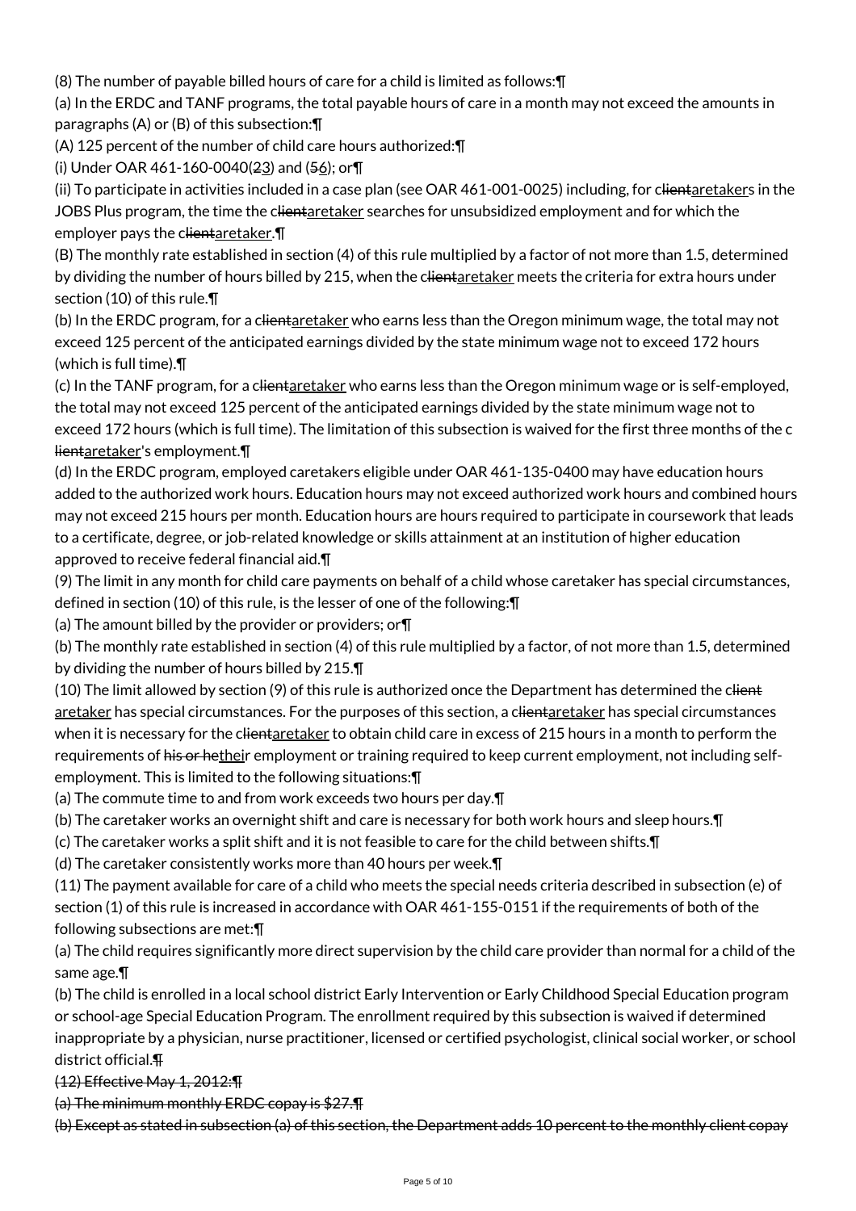(8) The number of payable billed hours of care for a child is limited as follows:¶

(a) In the ERDC and TANF programs, the total payable hours of care in a month may not exceed the amounts in paragraphs (A) or (B) of this subsection:¶

(A) 125 percent of the number of child care hours authorized:¶

(i) Under OAR 461-160-0040(~~2~~<u>3</u>) and (~~5~~<u>6</u>); or¶

(ii) To participate in activities included in a case plan (see OAR 461-001-0025) including, for c~~lient~~<u>aretaker</u>s in the JOBS Plus program, the time the c~~lient~~<u>aretaker</u> searches for unsubsidized employment and for which the employer pays the c~~lient~~<u>aretaker</u>.¶

(B) The monthly rate established in section (4) of this rule multiplied by a factor of not more than 1.5, determined by dividing the number of hours billed by 215, when the c~~lient~~<u>aretaker</u> meets the criteria for extra hours under section (10) of this rule.¶

(b) In the ERDC program, for a c~~lient~~<u>aretaker</u> who earns less than the Oregon minimum wage, the total may not exceed 125 percent of the anticipated earnings divided by the state minimum wage not to exceed 172 hours (which is full time).¶

(c) In the TANF program, for a c~~lient~~<u>aretaker</u> who earns less than the Oregon minimum wage or is self-employed, the total may not exceed 125 percent of the anticipated earnings divided by the state minimum wage not to exceed 172 hours (which is full time). The limitation of this subsection is waived for the first three months of the c~~lient~~<u>aretaker</u>'s employment.¶

(d) In the ERDC program, employed caretakers eligible under OAR 461-135-0400 may have education hours added to the authorized work hours. Education hours may not exceed authorized work hours and combined hours may not exceed 215 hours per month. Education hours are hours required to participate in coursework that leads to a certificate, degree, or job-related knowledge or skills attainment at an institution of higher education approved to receive federal financial aid.¶

(9) The limit in any month for child care payments on behalf of a child whose caretaker has special circumstances, defined in section (10) of this rule, is the lesser of one of the following:¶

(a) The amount billed by the provider or providers; or¶

(b) The monthly rate established in section (4) of this rule multiplied by a factor, of not more than 1.5, determined by dividing the number of hours billed by 215.¶

(10) The limit allowed by section (9) of this rule is authorized once the Department has determined the c~~lient~~<u>aretaker</u> has special circumstances. For the purposes of this section, a c~~lient~~<u>aretaker</u> has special circumstances when it is necessary for the c~~lient~~<u>aretaker</u> to obtain child care in excess of 215 hours in a month to perform the requirements of ~~his or he~~<u>thei</u>r employment or training required to keep current employment, not including self-employment. This is limited to the following situations:¶

(a) The commute time to and from work exceeds two hours per day.¶

(b) The caretaker works an overnight shift and care is necessary for both work hours and sleep hours.¶

(c) The caretaker works a split shift and it is not feasible to care for the child between shifts.¶

(d) The caretaker consistently works more than 40 hours per week.¶

(11) The payment available for care of a child who meets the special needs criteria described in subsection (e) of section (1) of this rule is increased in accordance with OAR 461-155-0151 if the requirements of both of the following subsections are met:¶

(a) The child requires significantly more direct supervision by the child care provider than normal for a child of the same age.¶

(b) The child is enrolled in a local school district Early Intervention or Early Childhood Special Education program or school-age Special Education Program. The enrollment required by this subsection is waived if determined inappropriate by a physician, nurse practitioner, licensed or certified psychologist, clinical social worker, or school district official.~~¶~~

~~(12) Effective May 1, 2012:¶~~

~~(a) The minimum monthly ERDC copay is $27.¶~~

~~(b) Except as stated in subsection (a) of this section, the Department adds 10 percent to the monthly client copay~~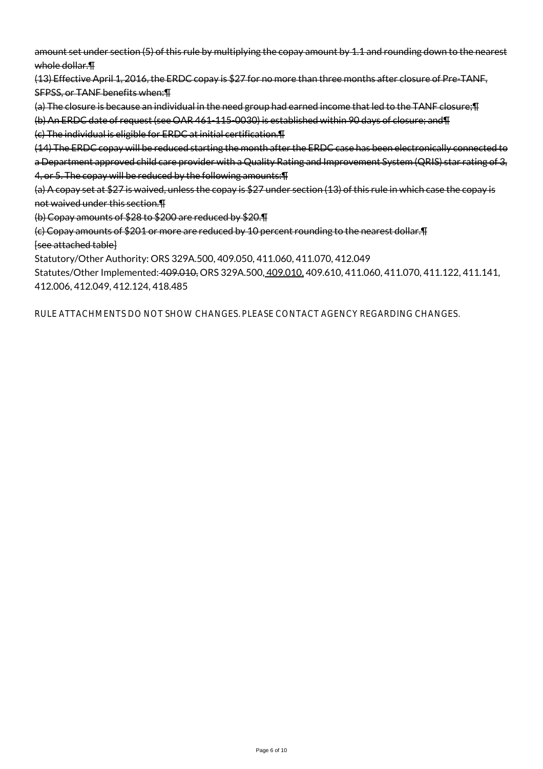~~amount set under section (5) of this rule by multiplying the copay amount by 1.1 and rounding down to the nearest whole dollar.¶~~

~~(13) Effective April 1, 2016, the ERDC copay is $27 for no more than three months after closure of Pre-TANF, SFPSS, or TANF benefits when:¶~~

~~(a) The closure is because an individual in the need group had earned income that led to the TANF closure;¶~~

~~(b) An ERDC date of request (see OAR 461-115-0030) is established within 90 days of closure; and¶~~

~~(c) The individual is eligible for ERDC at initial certification.¶~~

~~(14) The ERDC copay will be reduced starting the month after the ERDC case has been electronically connected to a Department approved child care provider with a Quality Rating and Improvement System (QRIS) star rating of 3, 4, or 5. The copay will be reduced by the following amounts:¶~~

~~(a) A copay set at $27 is waived, unless the copay is $27 under section (13) of this rule in which case the copay is not waived under this section.¶~~

~~(b) Copay amounts of $28 to $200 are reduced by $20.¶~~

~~(c) Copay amounts of $201 or more are reduced by 10 percent rounding to the nearest dollar.¶~~

~~[see attached table]~~

Statutory/Other Authority: ORS 329A.500, 409.050, 411.060, 411.070, 412.049

Statutes/Other Implemented: ~~409.010,~~ ORS 329A.500, <u>409.010,</u> 409.610, 411.060, 411.070, 411.122, 411.141, 412.006, 412.049, 412.124, 418.485

RULE ATTACHMENTS DO NOT SHOW CHANGES. PLEASE CONTACT AGENCY REGARDING CHANGES.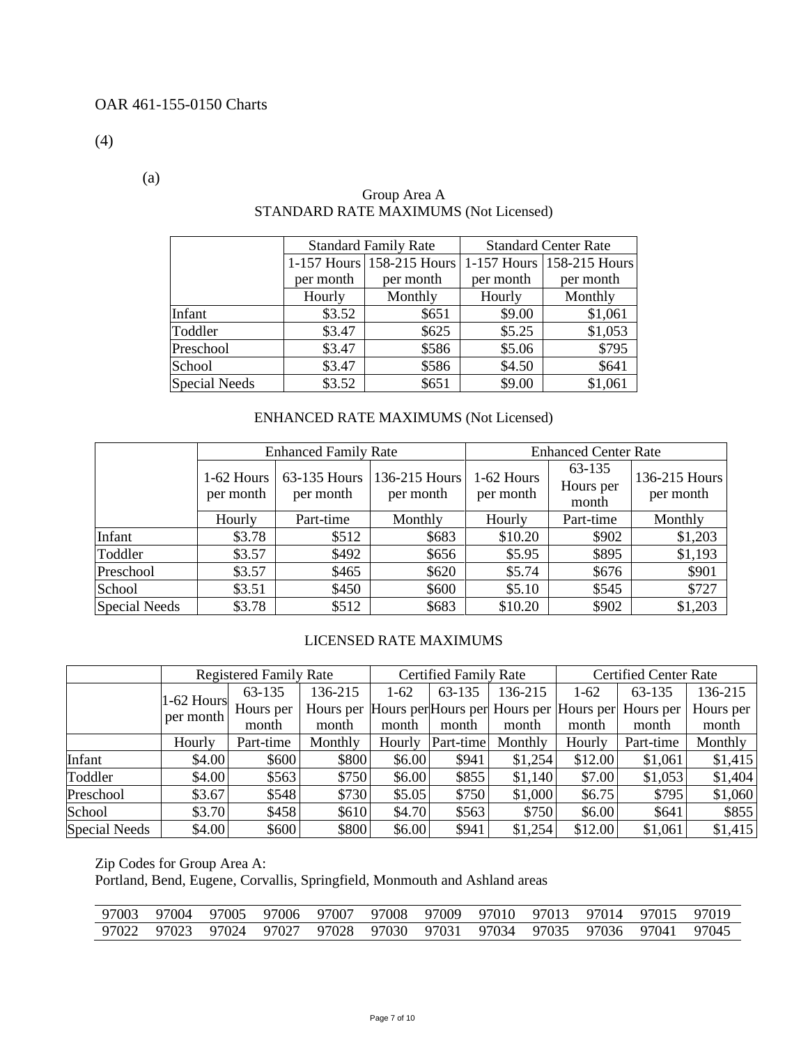OAR 461-155-0150 Charts

(4)

(a)

Group Area A
STANDARD RATE MAXIMUMS (Not Licensed)

| | Standard Family Rate | | Standard Center Rate | |
|---|---|---|---|---|
| | 1-157 Hours per month | 158-215 Hours per month | 1-157 Hours per month | 158-215 Hours per month |
| | Hourly | Monthly | Hourly | Monthly |
| Infant | $3.52 | $651 | $9.00 | $1,061 |
| Toddler | $3.47 | $625 | $5.25 | $1,053 |
| Preschool | $3.47 | $586 | $5.06 | $795 |
| School | $3.47 | $586 | $4.50 | $641 |
| Special Needs | $3.52 | $651 | $9.00 | $1,061 |

ENHANCED RATE MAXIMUMS (Not Licensed)

| | Enhanced Family Rate | | | Enhanced Center Rate | | |
|---|---|---|---|---|---|---|
| | 1-62 Hours per month | 63-135 Hours per month | 136-215 Hours per month | 1-62 Hours per month | 63-135 Hours per month | 136-215 Hours per month |
| | Hourly | Part-time | Monthly | Hourly | Part-time | Monthly |
| Infant | $3.78 | $512 | $683 | $10.20 | $902 | $1,203 |
| Toddler | $3.57 | $492 | $656 | $5.95 | $895 | $1,193 |
| Preschool | $3.57 | $465 | $620 | $5.74 | $676 | $901 |
| School | $3.51 | $450 | $600 | $5.10 | $545 | $727 |
| Special Needs | $3.78 | $512 | $683 | $10.20 | $902 | $1,203 |

LICENSED RATE MAXIMUMS

| | Registered Family Rate | | | Certified Family Rate | | | Certified Center Rate | | |
|---|---|---|---|---|---|---|---|---|---|
| | 1-62 Hours per month | 63-135 Hours per month | 136-215 Hours per month | 1-62 Hours per month | 63-135 Hours per month | 136-215 Hours per month | 1-62 Hours per month | 63-135 Hours per month | 136-215 Hours per month |
| | Hourly | Part-time | Monthly | Hourly | Part-time | Monthly | Hourly | Part-time | Monthly |
| Infant | $4.00 | $600 | $800 | $6.00 | $941 | $1,254 | $12.00 | $1,061 | $1,415 |
| Toddler | $4.00 | $563 | $750 | $6.00 | $855 | $1,140 | $7.00 | $1,053 | $1,404 |
| Preschool | $3.67 | $548 | $730 | $5.05 | $750 | $1,000 | $6.75 | $795 | $1,060 |
| School | $3.70 | $458 | $610 | $4.70 | $563 | $750 | $6.00 | $641 | $855 |
| Special Needs | $4.00 | $600 | $800 | $6.00 | $941 | $1,254 | $12.00 | $1,061 | $1,415 |

Zip Codes for Group Area A:
Portland, Bend, Eugene, Corvallis, Springfield, Monmouth and Ashland areas

| | | | | | | | | | | | |
|---|---|---|---|---|---|---|---|---|---|---|---|
| 97003 | 97004 | 97005 | 97006 | 97007 | 97008 | 97009 | 97010 | 97013 | 97014 | 97015 | 97019 |
| 97022 | 97023 | 97024 | 97027 | 97028 | 97030 | 97031 | 97034 | 97035 | 97036 | 97041 | 97045 |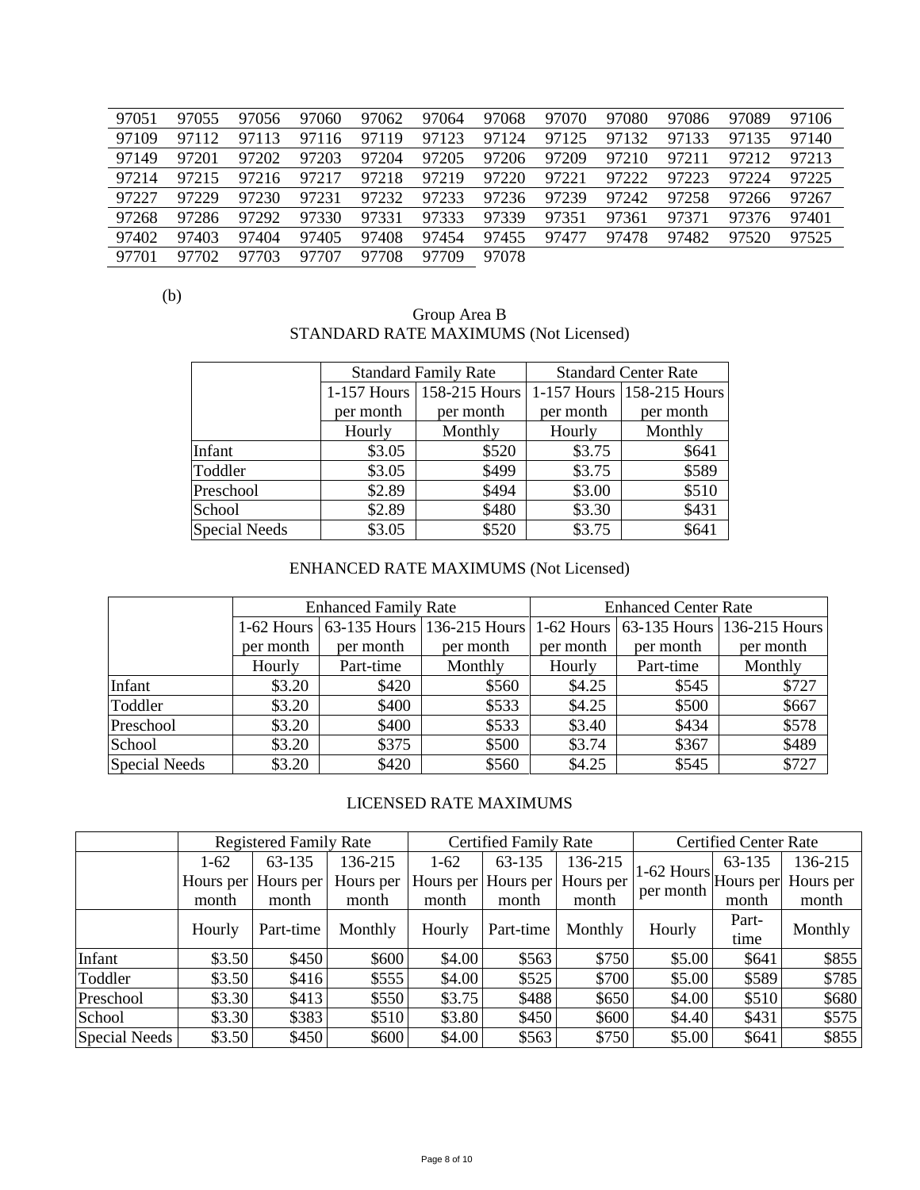| 97051 | 97055 | 97056 | 97060 | 97062 | 97064 | 97068 | 97070 | 97080 | 97086 | 97089 | 97106 |
|---|---|---|---|---|---|---|---|---|---|---|---|
| 97109 | 97112 | 97113 | 97116 | 97119 | 97123 | 97124 | 97125 | 97132 | 97133 | 97135 | 97140 |
| 97149 | 97201 | 97202 | 97203 | 97204 | 97205 | 97206 | 97209 | 97210 | 97211 | 97212 | 97213 |
| 97214 | 97215 | 97216 | 97217 | 97218 | 97219 | 97220 | 97221 | 97222 | 97223 | 97224 | 97225 |
| 97227 | 97229 | 97230 | 97231 | 97232 | 97233 | 97236 | 97239 | 97242 | 97258 | 97266 | 97267 |
| 97268 | 97286 | 97292 | 97330 | 97331 | 97333 | 97339 | 97351 | 97361 | 97371 | 97376 | 97401 |
| 97402 | 97403 | 97404 | 97405 | 97408 | 97454 | 97455 | 97477 | 97478 | 97482 | 97520 | 97525 |
| 97701 | 97702 | 97703 | 97707 | 97708 | 97709 | 97078 | | | | | |

(b)

Group Area B

STANDARD RATE MAXIMUMS (Not Licensed)

| | Standard Family Rate | | Standard Center Rate | |
|---|---|---|---|---|
| | 1-157 Hours per month | 158-215 Hours per month | 1-157 Hours per month | 158-215 Hours per month |
| | Hourly | Monthly | Hourly | Monthly |
| Infant | $3.05 | $520 | $3.75 | $641 |
| Toddler | $3.05 | $499 | $3.75 | $589 |
| Preschool | $2.89 | $494 | $3.00 | $510 |
| School | $2.89 | $480 | $3.30 | $431 |
| Special Needs | $3.05 | $520 | $3.75 | $641 |

ENHANCED RATE MAXIMUMS (Not Licensed)

| | Enhanced Family Rate | | | Enhanced Center Rate | | |
|---|---|---|---|---|---|---|
| | 1-62 Hours per month | 63-135 Hours per month | 136-215 Hours per month | 1-62 Hours per month | 63-135 Hours per month | 136-215 Hours per month |
| | Hourly | Part-time | Monthly | Hourly | Part-time | Monthly |
| Infant | $3.20 | $420 | $560 | $4.25 | $545 | $727 |
| Toddler | $3.20 | $400 | $533 | $4.25 | $500 | $667 |
| Preschool | $3.20 | $400 | $533 | $3.40 | $434 | $578 |
| School | $3.20 | $375 | $500 | $3.74 | $367 | $489 |
| Special Needs | $3.20 | $420 | $560 | $4.25 | $545 | $727 |

LICENSED RATE MAXIMUMS

| | Registered Family Rate | | | Certified Family Rate | | | Certified Center Rate | | |
|---|---|---|---|---|---|---|---|---|---|
| | 1-62 Hours per month | 63-135 Hours per month | 136-215 Hours per month | 1-62 Hours per month | 63-135 Hours per month | 136-215 Hours per month | 1-62 Hours per month | 63-135 Hours per month | 136-215 Hours per month |
| | Hourly | Part-time | Monthly | Hourly | Part-time | Monthly | Hourly | Part-time | Monthly |
| Infant | $3.50 | $450 | $600 | $4.00 | $563 | $750 | $5.00 | $641 | $855 |
| Toddler | $3.50 | $416 | $555 | $4.00 | $525 | $700 | $5.00 | $589 | $785 |
| Preschool | $3.30 | $413 | $550 | $3.75 | $488 | $650 | $4.00 | $510 | $680 |
| School | $3.30 | $383 | $510 | $3.80 | $450 | $600 | $4.40 | $431 | $575 |
| Special Needs | $3.50 | $450 | $600 | $4.00 | $563 | $750 | $5.00 | $641 | $855 |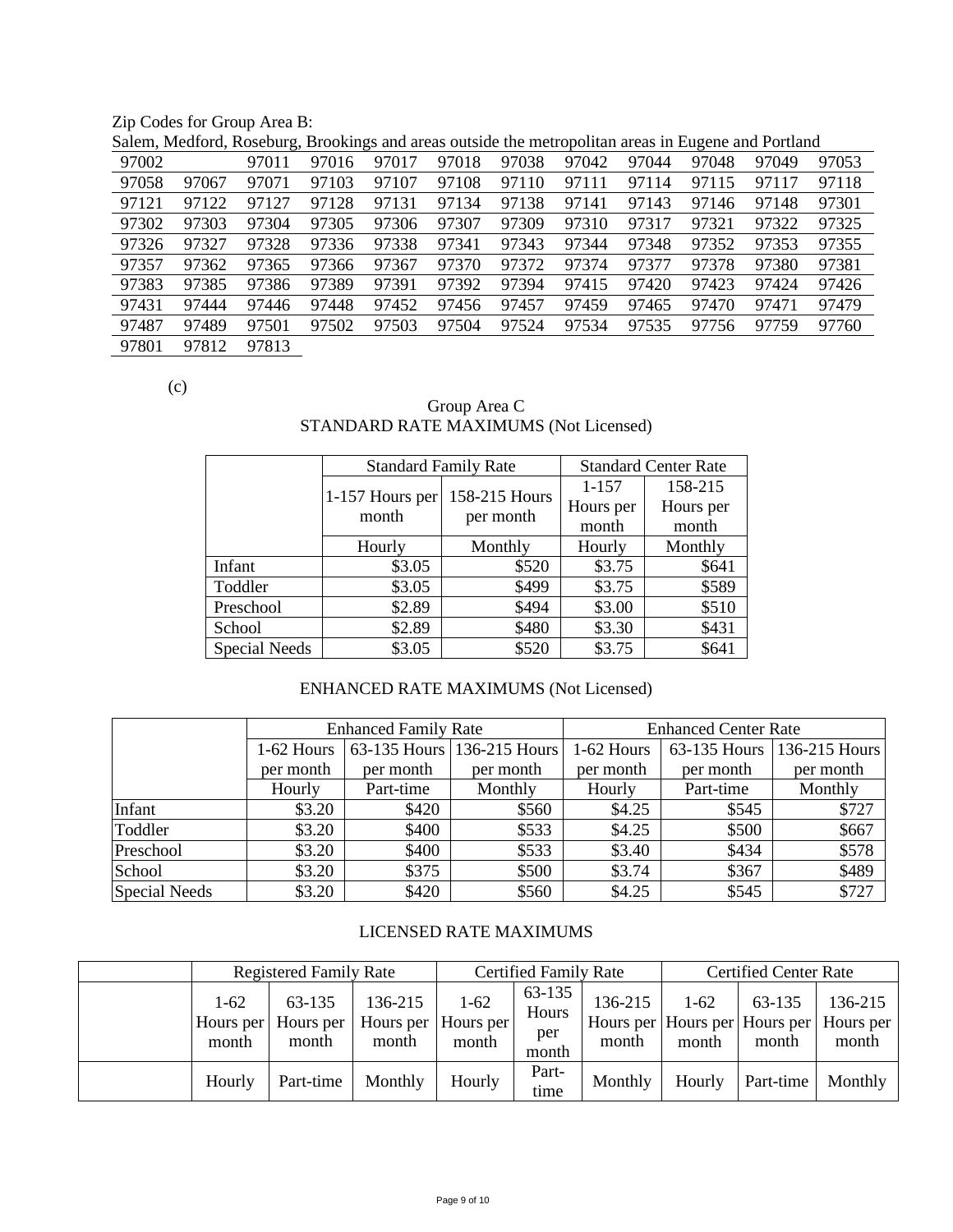Zip Codes for Group Area B:

Salem, Medford, Roseburg, Brookings and areas outside the metropolitan areas in Eugene and Portland

| | | | | | | | | | | |
|---|---|---|---|---|---|---|---|---|---|---|
| 97002 | | 97011 | 97016 | 97017 | 97018 | 97038 | 97042 | 97044 | 97048 | 97049 | 97053 |
| 97058 | 97067 | 97071 | 97103 | 97107 | 97108 | 97110 | 97111 | 97114 | 97115 | 97117 | 97118 |
| 97121 | 97122 | 97127 | 97128 | 97131 | 97134 | 97138 | 97141 | 97143 | 97146 | 97148 | 97301 |
| 97302 | 97303 | 97304 | 97305 | 97306 | 97307 | 97309 | 97310 | 97317 | 97321 | 97322 | 97325 |
| 97326 | 97327 | 97328 | 97336 | 97338 | 97341 | 97343 | 97344 | 97348 | 97352 | 97353 | 97355 |
| 97357 | 97362 | 97365 | 97366 | 97367 | 97370 | 97372 | 97374 | 97377 | 97378 | 97380 | 97381 |
| 97383 | 97385 | 97386 | 97389 | 97391 | 97392 | 97394 | 97415 | 97420 | 97423 | 97424 | 97426 |
| 97431 | 97444 | 97446 | 97448 | 97452 | 97456 | 97457 | 97459 | 97465 | 97470 | 97471 | 97479 |
| 97487 | 97489 | 97501 | 97502 | 97503 | 97504 | 97524 | 97534 | 97535 | 97756 | 97759 | 97760 |
| 97801 | 97812 | 97813 | | | | | | | | | |

(c)

Group Area C

STANDARD RATE MAXIMUMS (Not Licensed)

| | Standard Family Rate | | Standard Center Rate | |
|---|---|---|---|---|
| | 1-157 Hours per month | 158-215 Hours per month | 1-157 Hours per month | 158-215 Hours per month |
| | Hourly | Monthly | Hourly | Monthly |
| Infant | $3.05 | $520 | $3.75 | $641 |
| Toddler | $3.05 | $499 | $3.75 | $589 |
| Preschool | $2.89 | $494 | $3.00 | $510 |
| School | $2.89 | $480 | $3.30 | $431 |
| Special Needs | $3.05 | $520 | $3.75 | $641 |

ENHANCED RATE MAXIMUMS (Not Licensed)

| | Enhanced Family Rate | | | Enhanced Center Rate | | |
|---|---|---|---|---|---|---|
| | 1-62 Hours per month | 63-135 Hours per month | 136-215 Hours per month | 1-62 Hours per month | 63-135 Hours per month | 136-215 Hours per month |
| | Hourly | Part-time | Monthly | Hourly | Part-time | Monthly |
| Infant | $3.20 | $420 | $560 | $4.25 | $545 | $727 |
| Toddler | $3.20 | $400 | $533 | $4.25 | $500 | $667 |
| Preschool | $3.20 | $400 | $533 | $3.40 | $434 | $578 |
| School | $3.20 | $375 | $500 | $3.74 | $367 | $489 |
| Special Needs | $3.20 | $420 | $560 | $4.25 | $545 | $727 |

LICENSED RATE MAXIMUMS

| | Registered Family Rate | | | Certified Family Rate | | | Certified Center Rate | | |
|---|---|---|---|---|---|---|---|---|---|
| | 1-62 Hours per month | 63-135 Hours per month | 136-215 Hours per month | 1-62 Hours per month | 63-135 Hours per month | 136-215 Hours per month | 1-62 Hours per month | 63-135 Hours per month | 136-215 Hours per month |
| | Hourly | Part-time | Monthly | Hourly | Part-time | Monthly | Hourly | Part-time | Monthly |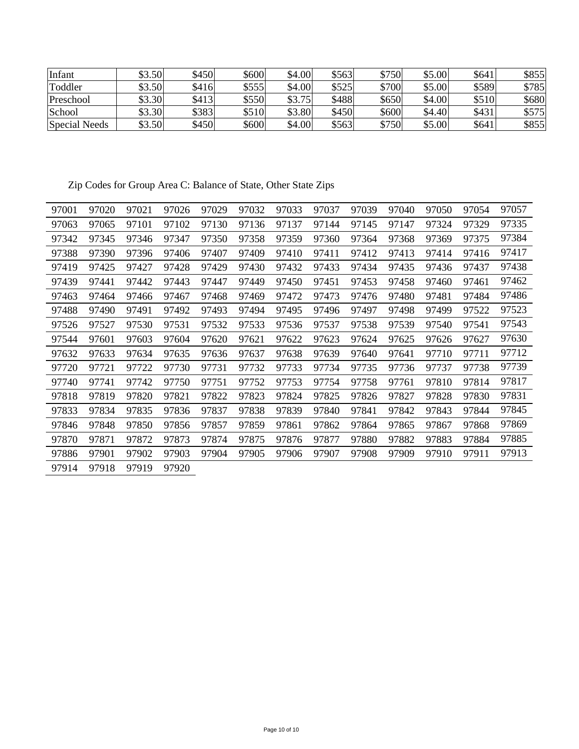| | | | | | | | | | |
|---|---|---|---|---|---|---|---|---|---|
| Infant | $3.50 | $450 | $600 | $4.00 | $563 | $750 | $5.00 | $641 | $855 |
| Toddler | $3.50 | $416 | $555 | $4.00 | $525 | $700 | $5.00 | $589 | $785 |
| Preschool | $3.30 | $413 | $550 | $3.75 | $488 | $650 | $4.00 | $510 | $680 |
| School | $3.30 | $383 | $510 | $3.80 | $450 | $600 | $4.40 | $431 | $575 |
| Special Needs | $3.50 | $450 | $600 | $4.00 | $563 | $750 | $5.00 | $641 | $855 |

Zip Codes for Group Area C: Balance of State, Other State Zips

| | | | | | | | | | | | | |
|---|---|---|---|---|---|---|---|---|---|---|---|---|
| 97001 | 97020 | 97021 | 97026 | 97029 | 97032 | 97033 | 97037 | 97039 | 97040 | 97050 | 97054 | 97057 |
| 97063 | 97065 | 97101 | 97102 | 97130 | 97136 | 97137 | 97144 | 97145 | 97147 | 97324 | 97329 | 97335 |
| 97342 | 97345 | 97346 | 97347 | 97350 | 97358 | 97359 | 97360 | 97364 | 97368 | 97369 | 97375 | 97384 |
| 97388 | 97390 | 97396 | 97406 | 97407 | 97409 | 97410 | 97411 | 97412 | 97413 | 97414 | 97416 | 97417 |
| 97419 | 97425 | 97427 | 97428 | 97429 | 97430 | 97432 | 97433 | 97434 | 97435 | 97436 | 97437 | 97438 |
| 97439 | 97441 | 97442 | 97443 | 97447 | 97449 | 97450 | 97451 | 97453 | 97458 | 97460 | 97461 | 97462 |
| 97463 | 97464 | 97466 | 97467 | 97468 | 97469 | 97472 | 97473 | 97476 | 97480 | 97481 | 97484 | 97486 |
| 97488 | 97490 | 97491 | 97492 | 97493 | 97494 | 97495 | 97496 | 97497 | 97498 | 97499 | 97522 | 97523 |
| 97526 | 97527 | 97530 | 97531 | 97532 | 97533 | 97536 | 97537 | 97538 | 97539 | 97540 | 97541 | 97543 |
| 97544 | 97601 | 97603 | 97604 | 97620 | 97621 | 97622 | 97623 | 97624 | 97625 | 97626 | 97627 | 97630 |
| 97632 | 97633 | 97634 | 97635 | 97636 | 97637 | 97638 | 97639 | 97640 | 97641 | 97710 | 97711 | 97712 |
| 97720 | 97721 | 97722 | 97730 | 97731 | 97732 | 97733 | 97734 | 97735 | 97736 | 97737 | 97738 | 97739 |
| 97740 | 97741 | 97742 | 97750 | 97751 | 97752 | 97753 | 97754 | 97758 | 97761 | 97810 | 97814 | 97817 |
| 97818 | 97819 | 97820 | 97821 | 97822 | 97823 | 97824 | 97825 | 97826 | 97827 | 97828 | 97830 | 97831 |
| 97833 | 97834 | 97835 | 97836 | 97837 | 97838 | 97839 | 97840 | 97841 | 97842 | 97843 | 97844 | 97845 |
| 97846 | 97848 | 97850 | 97856 | 97857 | 97859 | 97861 | 97862 | 97864 | 97865 | 97867 | 97868 | 97869 |
| 97870 | 97871 | 97872 | 97873 | 97874 | 97875 | 97876 | 97877 | 97880 | 97882 | 97883 | 97884 | 97885 |
| 97886 | 97901 | 97902 | 97903 | 97904 | 97905 | 97906 | 97907 | 97908 | 97909 | 97910 | 97911 | 97913 |
| 97914 | 97918 | 97919 | 97920 | | | | | | | | | |